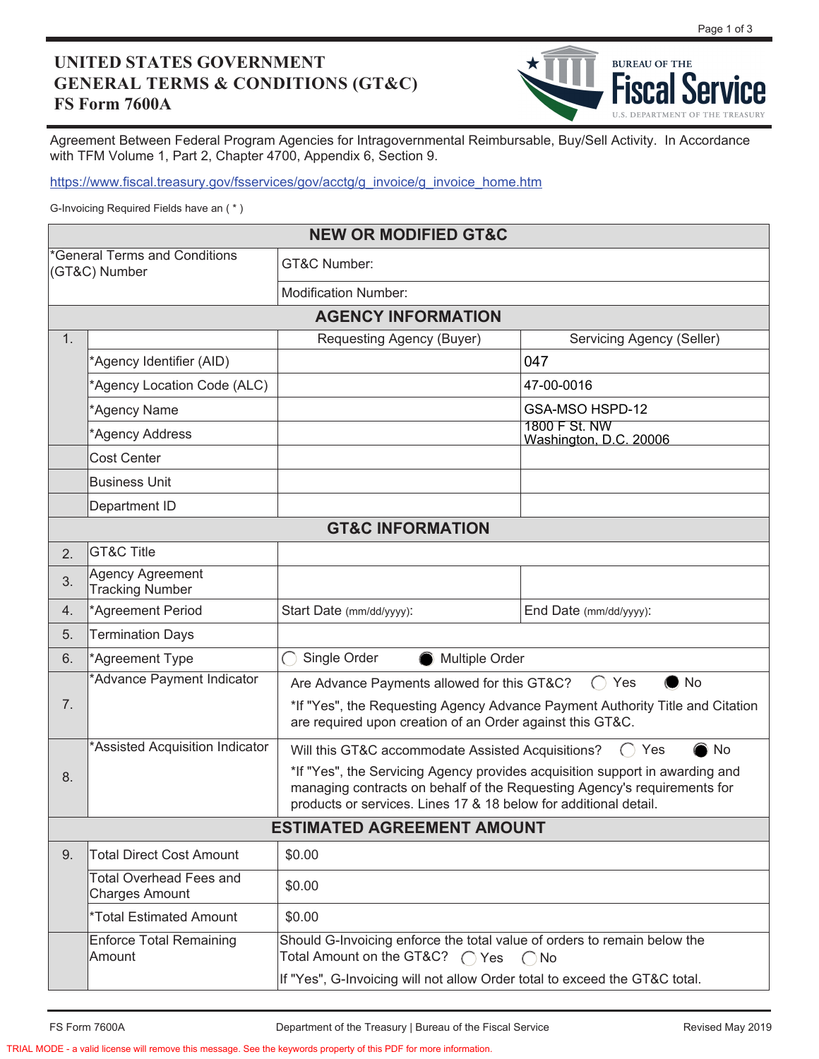# UNITED STATES GOVERNMENT GENERAL TERMS & CONDITIONS (GT&C) FS Form 7600A

BUREAU OF THE Fiscal Service U.S. DEPARTMENT OF THE TREASURY

Agreement Between Federal Program Agencies for Intragovernmental Reimbursable, Buy/Sell Activity. In Accordance with TFM Volume 1, Part 2, Chapter 4700, Appendix 6, Section 9.

https://www.fiscal.treasury.gov/fsservices/gov/acctg/g_invoice/g_invoice_home.htm

G-Invoicing Required Fields have an ( * )

| NEW OR MODIFIED GT&C | | | |
|---|---|---|---|
| *General Terms and Conditions (GT&C) Number | | GT&C Number: | |
| | | Modification Number: | |
| **AGENCY INFORMATION** | | | |
| 1. | | Requesting Agency (Buyer) | Servicing Agency (Seller) |
| | *Agency Identifier (AID) | | 047 |
| | *Agency Location Code (ALC) | | 47-00-0016 |
| | *Agency Name | | GSA-MSO HSPD-12 |
| | *Agency Address | | 1800 F St. NW Washington, D.C. 20006 |
| | Cost Center | | |
| | Business Unit | | |
| | Department ID | | |
| **GT&C INFORMATION** | | | |
| 2. | GT&C Title | | |
| 3. | Agency Agreement Tracking Number | | |
| 4. | *Agreement Period | Start Date (mm/dd/yyyy): | End Date (mm/dd/yyyy): |
| 5. | Termination Days | | |
| 6. | *Agreement Type | ○ Single Order ● Multiple Order | |
| 7. | *Advance Payment Indicator | Are Advance Payments allowed for this GT&C? ○ Yes ● No<br>*If "Yes", the Requesting Agency Advance Payment Authority Title and Citation are required upon creation of an Order against this GT&C. | |
| 8. | *Assisted Acquisition Indicator | Will this GT&C accommodate Assisted Acquisitions? ○ Yes ● No<br>*If "Yes", the Servicing Agency provides acquisition support in awarding and managing contracts on behalf of the Requesting Agency's requirements for products or services. Lines 17 & 18 below for additional detail. | |
| **ESTIMATED AGREEMENT AMOUNT** | | | |
| 9. | Total Direct Cost Amount | $0.00 | |
| | Total Overhead Fees and Charges Amount | $0.00 | |
| | *Total Estimated Amount | $0.00 | |
| | Enforce Total Remaining Amount | Should G-Invoicing enforce the total value of orders to remain below the Total Amount on the GT&C? ○ Yes ○ No<br>If "Yes", G-Invoicing will not allow Order total to exceed the GT&C total. | |

FS Form 7600A Department of the Treasury | Bureau of the Fiscal Service Revised May 2019

TRIAL MODE - a valid license will remove this message. See the keywords property of this PDF for more information.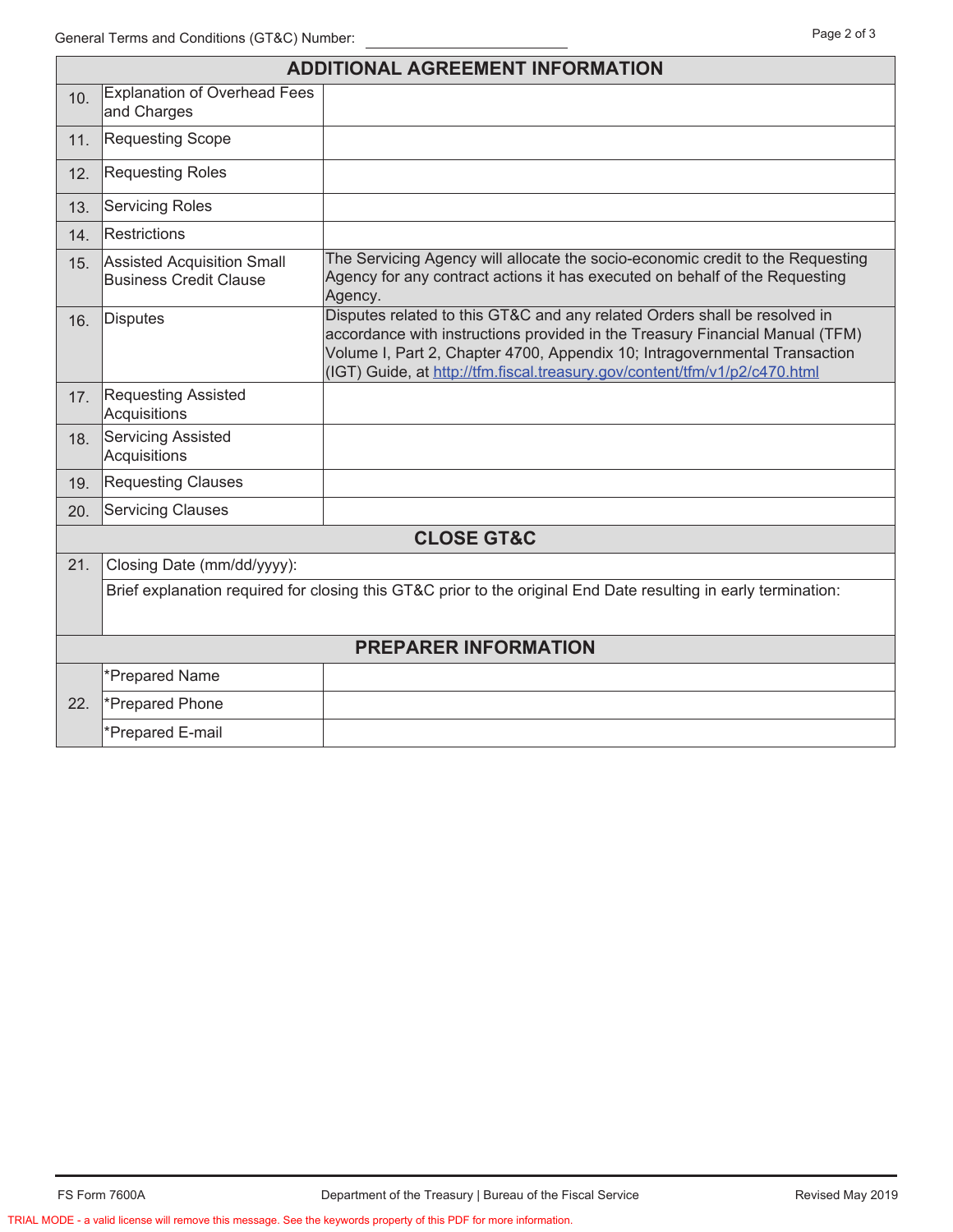General Terms and Conditions (GT&C) Number: ____________________

| ADDITIONAL AGREEMENT INFORMATION | | |
|---|---|---|
| 10. | Explanation of Overhead Fees and Charges | |
| 11. | Requesting Scope | |
| 12. | Requesting Roles | |
| 13. | Servicing Roles | |
| 14. | Restrictions | |
| 15. | Assisted Acquisition Small Business Credit Clause | The Servicing Agency will allocate the socio-economic credit to the Requesting Agency for any contract actions it has executed on behalf of the Requesting Agency. |
| 16. | Disputes | Disputes related to this GT&C and any related Orders shall be resolved in accordance with instructions provided in the Treasury Financial Manual (TFM) Volume I, Part 2, Chapter 4700, Appendix 10; Intragovernmental Transaction (IGT) Guide, at [http://tfm.fiscal.treasury.gov/content/tfm/v1/p2/c470.html](http://tfm.fiscal.treasury.gov/content/tfm/v1/p2/c470.html) |
| 17. | Requesting Assisted Acquisitions | |
| 18. | Servicing Assisted Acquisitions | |
| 19. | Requesting Clauses | |
| 20. | Servicing Clauses | |

| CLOSE GT&C | |
|---|---|
| 21. | Closing Date (mm/dd/yyyy): |
| | Brief explanation required for closing this GT&C prior to the original End Date resulting in early termination: |

| PREPARER INFORMATION | | |
|---|---|---|
| 22. | *Prepared Name | |
| | *Prepared Phone | |
| | *Prepared E-mail | |

FS Form 7600A | Department of the Treasury | Bureau of the Fiscal Service | Revised May 2019

TRIAL MODE - a valid license will remove this message. See the keywords property of this PDF for more information.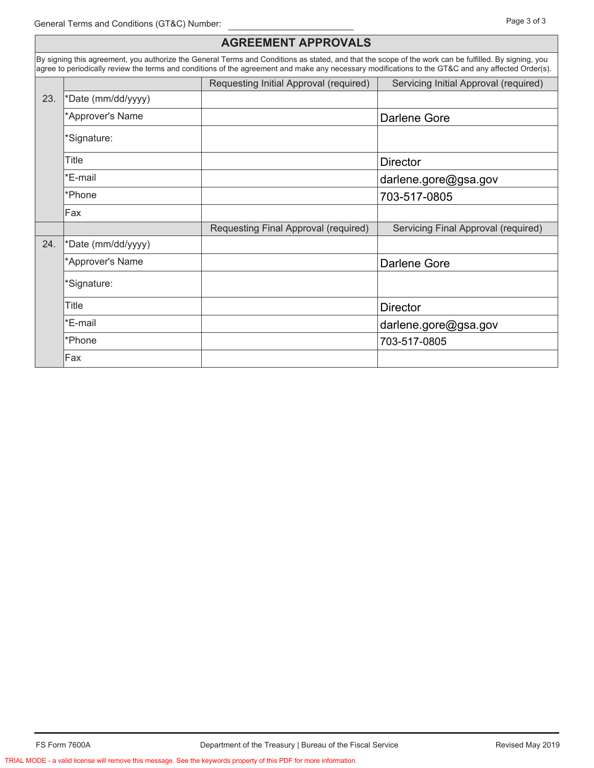General Terms and Conditions (GT&C) Number: ____________________

## AGREEMENT APPROVALS

By signing this agreement, you authorize the General Terms and Conditions as stated, and that the scope of the work can be fulfilled. By signing, you agree to periodically review the terms and conditions of the agreement and make any necessary modifications to the GT&C and any affected Order(s).

| | | Requesting Initial Approval (required) | Servicing Initial Approval (required) |
|---|---|---|---|
| 23. | *Date (mm/dd/yyyy) | | |
| | *Approver's Name | | Darlene Gore |
| | *Signature: | | |
| | Title | | Director |
| | *E-mail | | darlene.gore@gsa.gov |
| | *Phone | | 703-517-0805 |
| | Fax | | |
| | | Requesting Final Approval (required) | Servicing Final Approval (required) |
| 24. | *Date (mm/dd/yyyy) | | |
| | *Approver's Name | | Darlene Gore |
| | *Signature: | | |
| | Title | | Director |
| | *E-mail | | darlene.gore@gsa.gov |
| | *Phone | | 703-517-0805 |
| | Fax | | |

FS Form 7600A — Department of the Treasury | Bureau of the Fiscal Service — Revised May 2019

TRIAL MODE - a valid license will remove this message. See the keywords property of this PDF for more information.